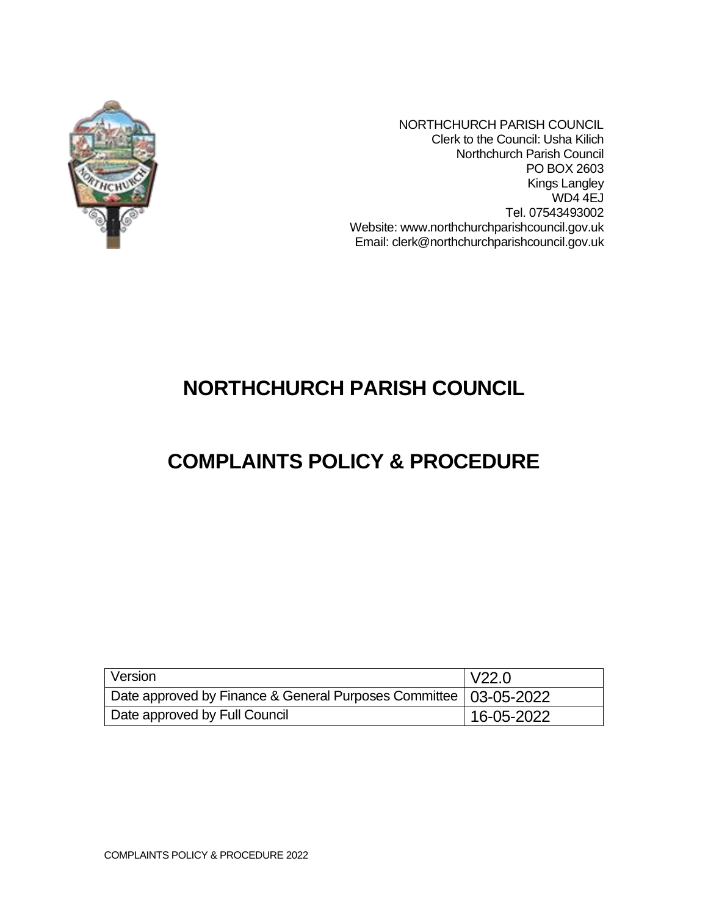NORTHCHURCH PARISH COUNCIL
Clerk to the Council: Usha Kilich
Northchurch Parish Council
PO BOX 2603
Kings Langley
WD4 4EJ
Tel. 07543493002
Website: www.northchurchparishcouncil.gov.uk
Email: clerk@northchurchparishcouncil.gov.uk

# NORTHCHURCH PARISH COUNCIL

# COMPLAINTS POLICY & PROCEDURE

| Version | V22.0 |
|---|---|
| Date approved by Finance & General Purposes Committee | 03-05-2022 |
| Date approved by Full Council | 16-05-2022 |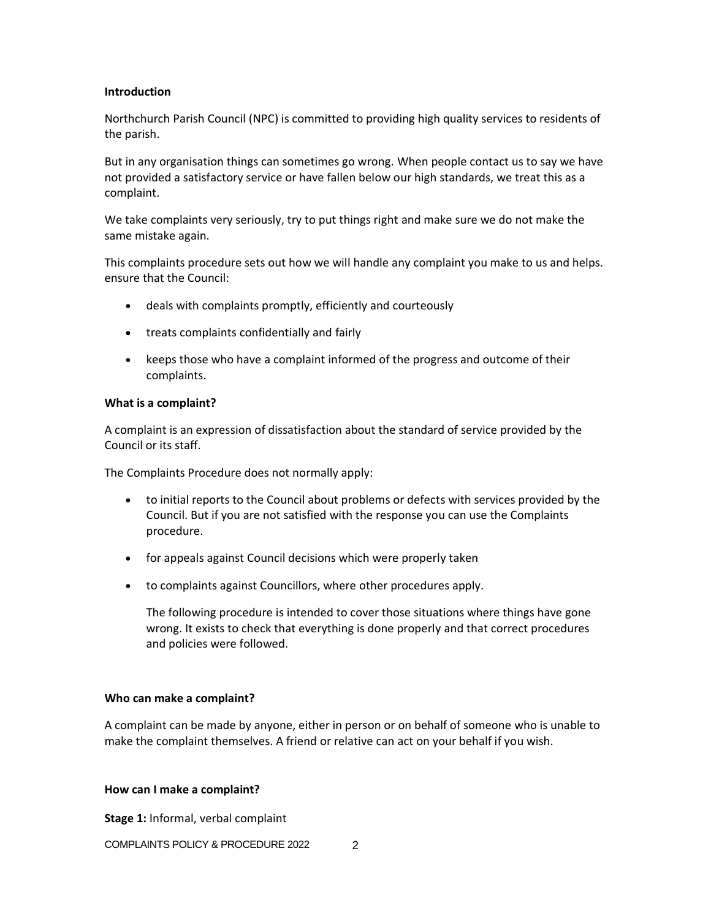**Introduction**

Northchurch Parish Council (NPC) is committed to providing high quality services to residents of the parish.

But in any organisation things can sometimes go wrong. When people contact us to say we have not provided a satisfactory service or have fallen below our high standards, we treat this as a complaint.

We take complaints very seriously, try to put things right and make sure we do not make the same mistake again.

This complaints procedure sets out how we will handle any complaint you make to us and helps. ensure that the Council:

- deals with complaints promptly, efficiently and courteously
- treats complaints confidentially and fairly
- keeps those who have a complaint informed of the progress and outcome of their complaints.

**What is a complaint?**

A complaint is an expression of dissatisfaction about the standard of service provided by the Council or its staff.

The Complaints Procedure does not normally apply:

- to initial reports to the Council about problems or defects with services provided by the Council. But if you are not satisfied with the response you can use the Complaints procedure.
- for appeals against Council decisions which were properly taken
- to complaints against Councillors, where other procedures apply.

  The following procedure is intended to cover those situations where things have gone wrong. It exists to check that everything is done properly and that correct procedures and policies were followed.

**Who can make a complaint?**

A complaint can be made by anyone, either in person or on behalf of someone who is unable to make the complaint themselves. A friend or relative can act on your behalf if you wish.

**How can I make a complaint?**

**Stage 1:** Informal, verbal complaint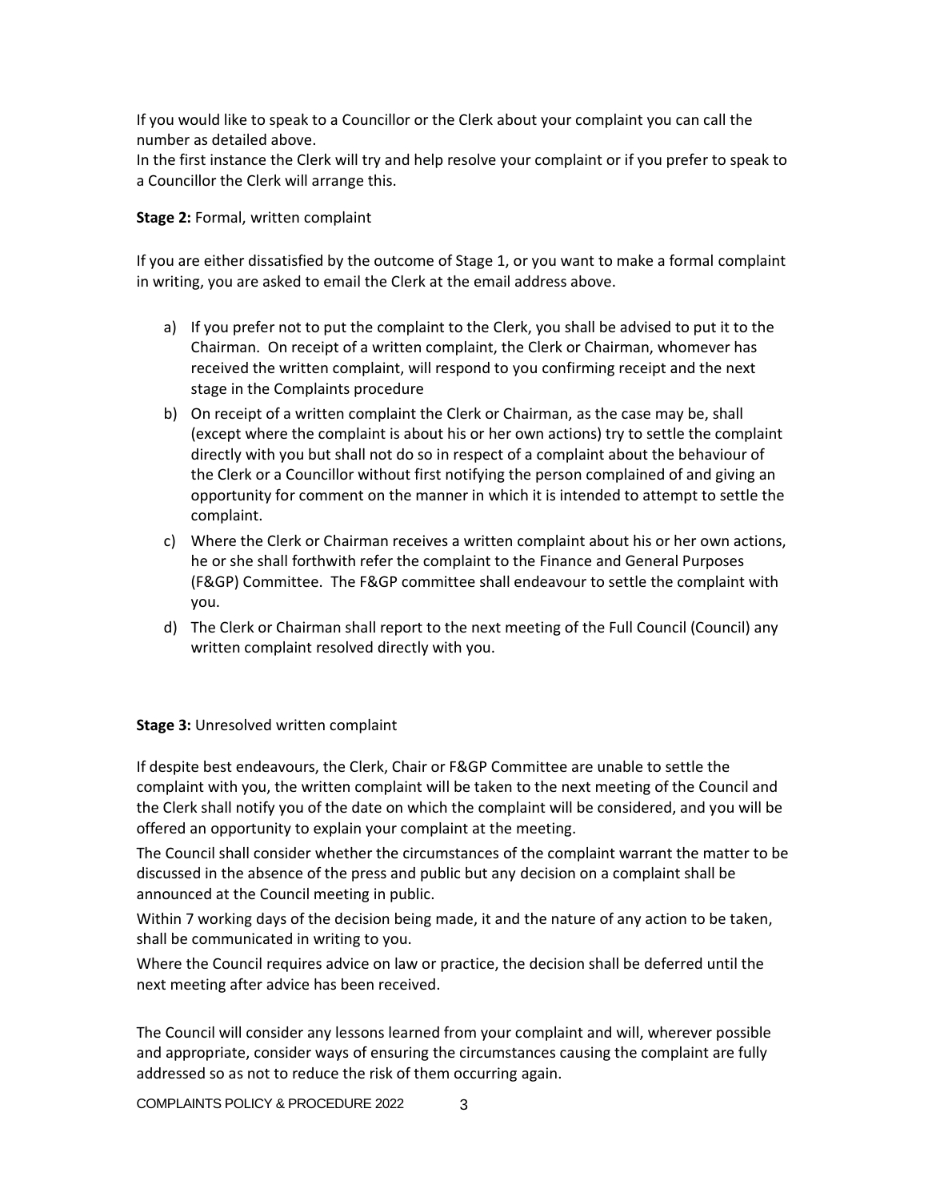If you would like to speak to a Councillor or the Clerk about your complaint you can call the number as detailed above.
In the first instance the Clerk will try and help resolve your complaint or if you prefer to speak to a Councillor the Clerk will arrange this.

**Stage 2:** Formal, written complaint

If you are either dissatisfied by the outcome of Stage 1, or you want to make a formal complaint in writing, you are asked to email the Clerk at the email address above.

a) If you prefer not to put the complaint to the Clerk, you shall be advised to put it to the Chairman. On receipt of a written complaint, the Clerk or Chairman, whomever has received the written complaint, will respond to you confirming receipt and the next stage in the Complaints procedure
b) On receipt of a written complaint the Clerk or Chairman, as the case may be, shall (except where the complaint is about his or her own actions) try to settle the complaint directly with you but shall not do so in respect of a complaint about the behaviour of the Clerk or a Councillor without first notifying the person complained of and giving an opportunity for comment on the manner in which it is intended to attempt to settle the complaint.
c) Where the Clerk or Chairman receives a written complaint about his or her own actions, he or she shall forthwith refer the complaint to the Finance and General Purposes (F&GP) Committee. The F&GP committee shall endeavour to settle the complaint with you.
d) The Clerk or Chairman shall report to the next meeting of the Full Council (Council) any written complaint resolved directly with you.

**Stage 3:** Unresolved written complaint

If despite best endeavours, the Clerk, Chair or F&GP Committee are unable to settle the complaint with you, the written complaint will be taken to the next meeting of the Council and the Clerk shall notify you of the date on which the complaint will be considered, and you will be offered an opportunity to explain your complaint at the meeting.
The Council shall consider whether the circumstances of the complaint warrant the matter to be discussed in the absence of the press and public but any decision on a complaint shall be announced at the Council meeting in public.
Within 7 working days of the decision being made, it and the nature of any action to be taken, shall be communicated in writing to you.
Where the Council requires advice on law or practice, the decision shall be deferred until the next meeting after advice has been received.

The Council will consider any lessons learned from your complaint and will, wherever possible and appropriate, consider ways of ensuring the circumstances causing the complaint are fully addressed so as not to reduce the risk of them occurring again.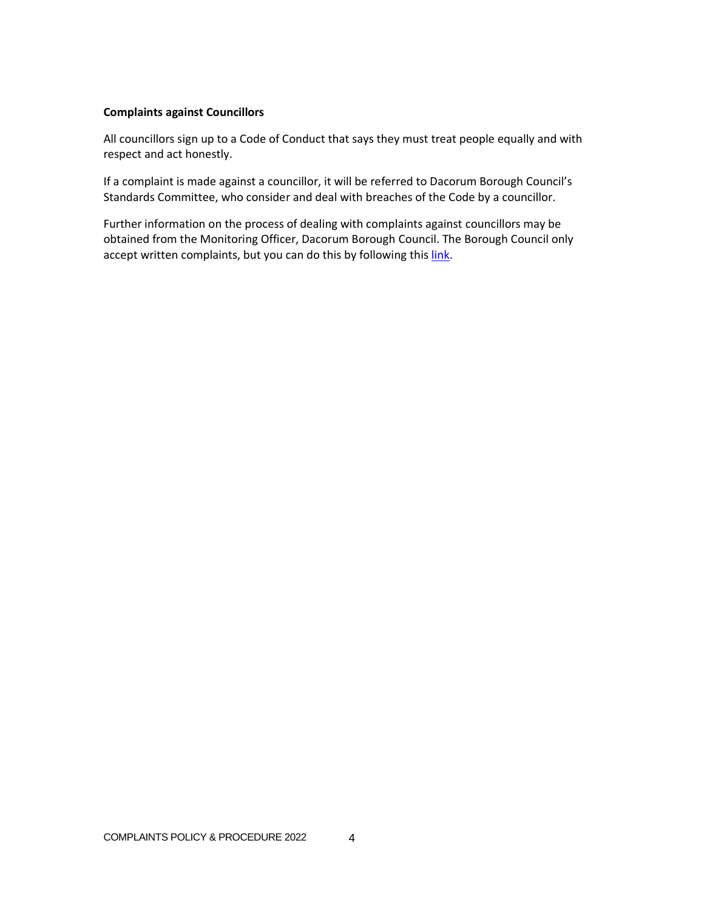**Complaints against Councillors**

All councillors sign up to a Code of Conduct that says they must treat people equally and with respect and act honestly.

If a complaint is made against a councillor, it will be referred to Dacorum Borough Council's Standards Committee, who consider and deal with breaches of the Code by a councillor.

Further information on the process of dealing with complaints against councillors may be obtained from the Monitoring Officer, Dacorum Borough Council. The Borough Council only accept written complaints, but you can do this by following this link.